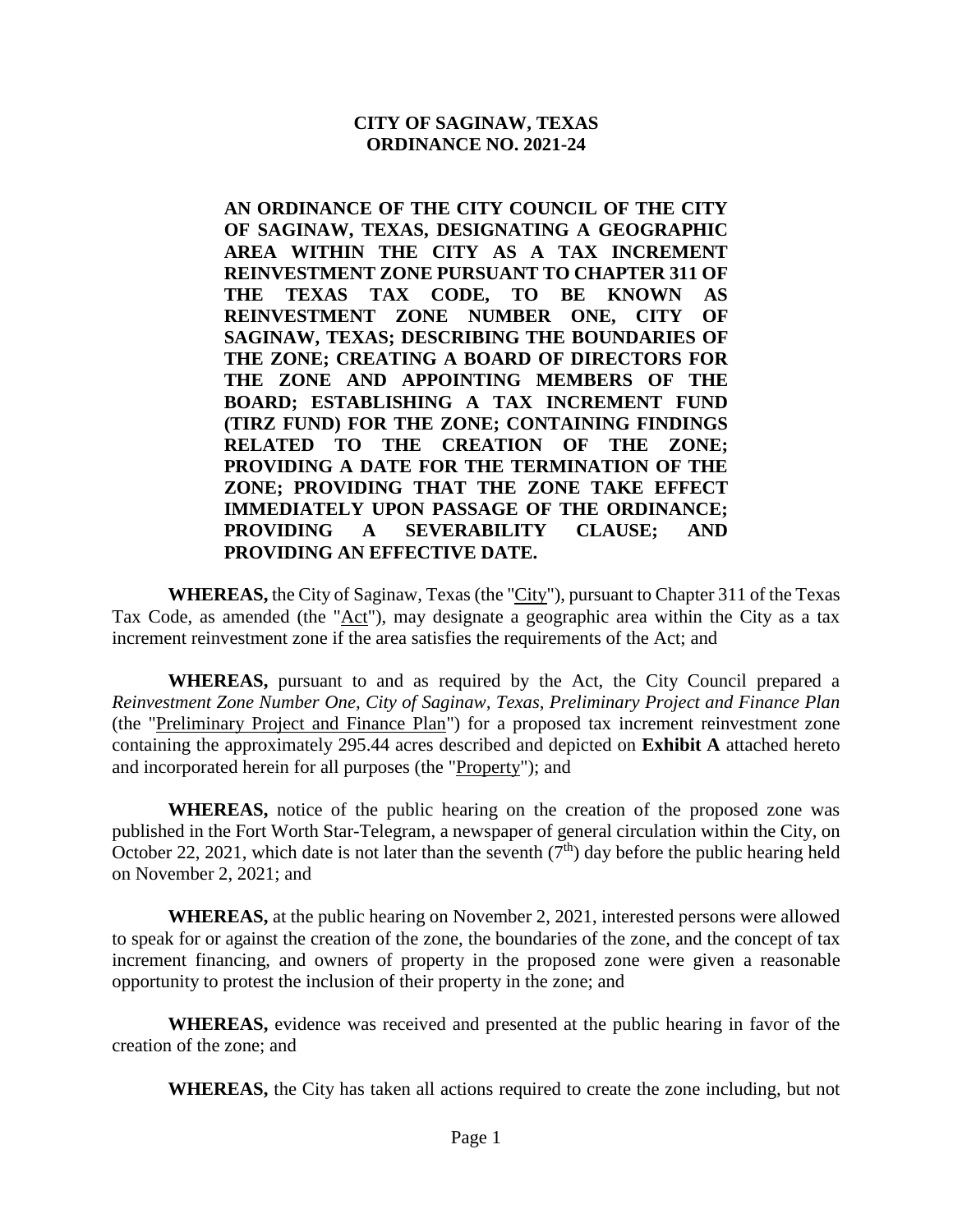# CITY OF SAGINAW, TEXAS
# ORDINANCE NO. 2021-24

**AN ORDINANCE OF THE CITY COUNCIL OF THE CITY OF SAGINAW, TEXAS, DESIGNATING A GEOGRAPHIC AREA WITHIN THE CITY AS A TAX INCREMENT REINVESTMENT ZONE PURSUANT TO CHAPTER 311 OF THE TEXAS TAX CODE, TO BE KNOWN AS REINVESTMENT ZONE NUMBER ONE, CITY OF SAGINAW, TEXAS; DESCRIBING THE BOUNDARIES OF THE ZONE; CREATING A BOARD OF DIRECTORS FOR THE ZONE AND APPOINTING MEMBERS OF THE BOARD; ESTABLISHING A TAX INCREMENT FUND (TIRZ FUND) FOR THE ZONE; CONTAINING FINDINGS RELATED TO THE CREATION OF THE ZONE; PROVIDING A DATE FOR THE TERMINATION OF THE ZONE; PROVIDING THAT THE ZONE TAKE EFFECT IMMEDIATELY UPON PASSAGE OF THE ORDINANCE; PROVIDING A SEVERABILITY CLAUSE; AND PROVIDING AN EFFECTIVE DATE.**

**WHEREAS,** the City of Saginaw, Texas (the "City"), pursuant to Chapter 311 of the Texas Tax Code, as amended (the "Act"), may designate a geographic area within the City as a tax increment reinvestment zone if the area satisfies the requirements of the Act; and

**WHEREAS,** pursuant to and as required by the Act, the City Council prepared a *Reinvestment Zone Number One, City of Saginaw, Texas, Preliminary Project and Finance Plan* (the "Preliminary Project and Finance Plan") for a proposed tax increment reinvestment zone containing the approximately 295.44 acres described and depicted on **Exhibit A** attached hereto and incorporated herein for all purposes (the "Property"); and

**WHEREAS,** notice of the public hearing on the creation of the proposed zone was published in the Fort Worth Star-Telegram, a newspaper of general circulation within the City, on October 22, 2021, which date is not later than the seventh (7th) day before the public hearing held on November 2, 2021; and

**WHEREAS,** at the public hearing on November 2, 2021, interested persons were allowed to speak for or against the creation of the zone, the boundaries of the zone, and the concept of tax increment financing, and owners of property in the proposed zone were given a reasonable opportunity to protest the inclusion of their property in the zone; and

**WHEREAS,** evidence was received and presented at the public hearing in favor of the creation of the zone; and

**WHEREAS,** the City has taken all actions required to create the zone including, but not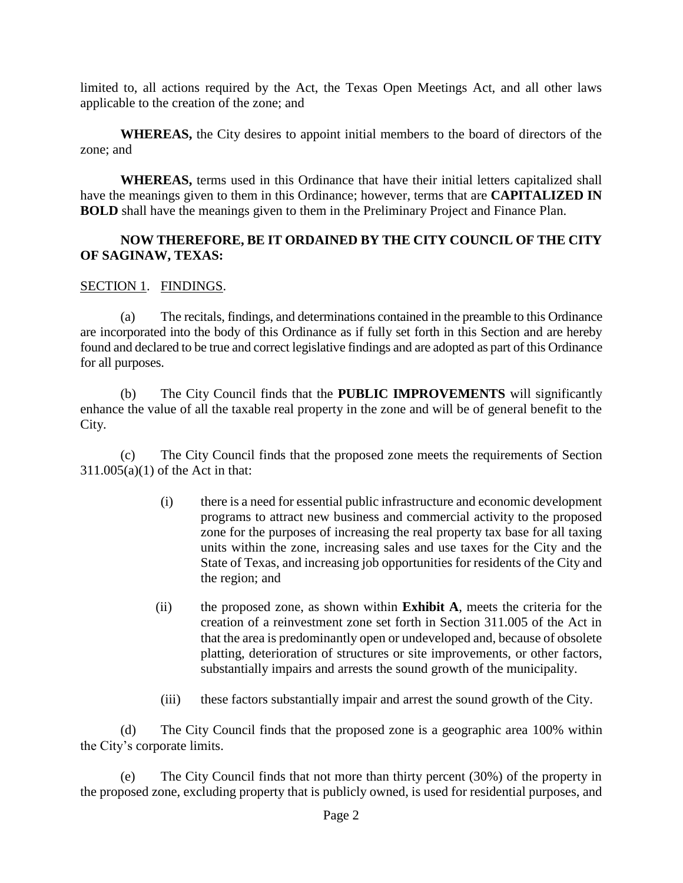limited to, all actions required by the Act, the Texas Open Meetings Act, and all other laws applicable to the creation of the zone; and

**WHEREAS,** the City desires to appoint initial members to the board of directors of the zone; and

**WHEREAS,** terms used in this Ordinance that have their initial letters capitalized shall have the meanings given to them in this Ordinance; however, terms that are **CAPITALIZED IN BOLD** shall have the meanings given to them in the Preliminary Project and Finance Plan.

**NOW THEREFORE, BE IT ORDAINED BY THE CITY COUNCIL OF THE CITY OF SAGINAW, TEXAS:**

SECTION 1. FINDINGS.

(a) The recitals, findings, and determinations contained in the preamble to this Ordinance are incorporated into the body of this Ordinance as if fully set forth in this Section and are hereby found and declared to be true and correct legislative findings and are adopted as part of this Ordinance for all purposes.

(b) The City Council finds that the **PUBLIC IMPROVEMENTS** will significantly enhance the value of all the taxable real property in the zone and will be of general benefit to the City.

(c) The City Council finds that the proposed zone meets the requirements of Section 311.005(a)(1) of the Act in that:

(i) there is a need for essential public infrastructure and economic development programs to attract new business and commercial activity to the proposed zone for the purposes of increasing the real property tax base for all taxing units within the zone, increasing sales and use taxes for the City and the State of Texas, and increasing job opportunities for residents of the City and the region; and

(ii) the proposed zone, as shown within **Exhibit A**, meets the criteria for the creation of a reinvestment zone set forth in Section 311.005 of the Act in that the area is predominantly open or undeveloped and, because of obsolete platting, deterioration of structures or site improvements, or other factors, substantially impairs and arrests the sound growth of the municipality.

(iii) these factors substantially impair and arrest the sound growth of the City.

(d) The City Council finds that the proposed zone is a geographic area 100% within the City's corporate limits.

(e) The City Council finds that not more than thirty percent (30%) of the property in the proposed zone, excluding property that is publicly owned, is used for residential purposes, and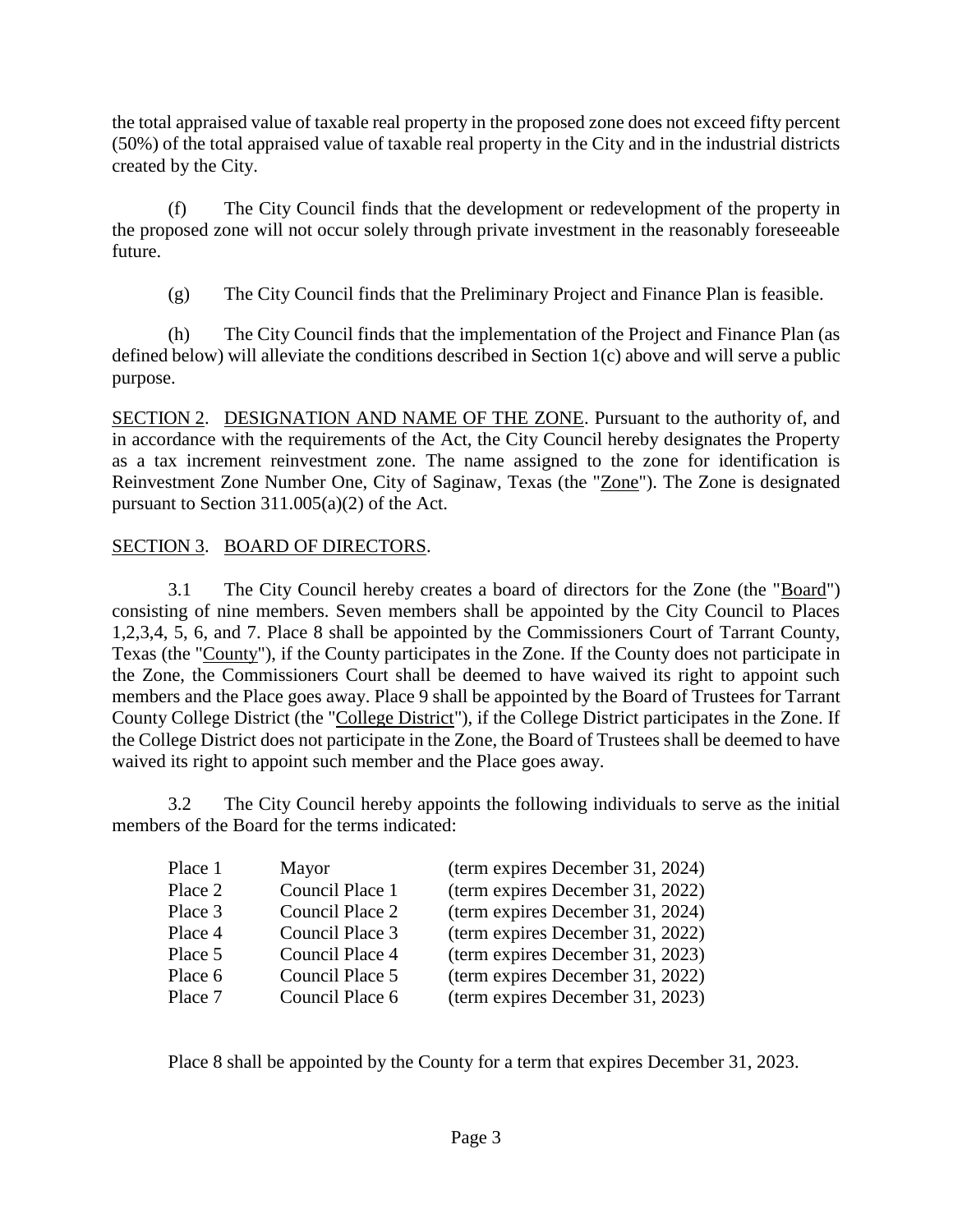the total appraised value of taxable real property in the proposed zone does not exceed fifty percent (50%) of the total appraised value of taxable real property in the City and in the industrial districts created by the City.

(f) The City Council finds that the development or redevelopment of the property in the proposed zone will not occur solely through private investment in the reasonably foreseeable future.

(g) The City Council finds that the Preliminary Project and Finance Plan is feasible.

(h) The City Council finds that the implementation of the Project and Finance Plan (as defined below) will alleviate the conditions described in Section 1(c) above and will serve a public purpose.

SECTION 2. DESIGNATION AND NAME OF THE ZONE. Pursuant to the authority of, and in accordance with the requirements of the Act, the City Council hereby designates the Property as a tax increment reinvestment zone. The name assigned to the zone for identification is Reinvestment Zone Number One, City of Saginaw, Texas (the "Zone"). The Zone is designated pursuant to Section 311.005(a)(2) of the Act.

SECTION 3. BOARD OF DIRECTORS.

3.1 The City Council hereby creates a board of directors for the Zone (the "Board") consisting of nine members. Seven members shall be appointed by the City Council to Places 1,2,3,4, 5, 6, and 7. Place 8 shall be appointed by the Commissioners Court of Tarrant County, Texas (the "County"), if the County participates in the Zone. If the County does not participate in the Zone, the Commissioners Court shall be deemed to have waived its right to appoint such members and the Place goes away. Place 9 shall be appointed by the Board of Trustees for Tarrant County College District (the "College District"), if the College District participates in the Zone. If the College District does not participate in the Zone, the Board of Trustees shall be deemed to have waived its right to appoint such member and the Place goes away.

3.2 The City Council hereby appoints the following individuals to serve as the initial members of the Board for the terms indicated:

| | | |
|---|---|---|
| Place 1 | Mayor | (term expires December 31, 2024) |
| Place 2 | Council Place 1 | (term expires December 31, 2022) |
| Place 3 | Council Place 2 | (term expires December 31, 2024) |
| Place 4 | Council Place 3 | (term expires December 31, 2022) |
| Place 5 | Council Place 4 | (term expires December 31, 2023) |
| Place 6 | Council Place 5 | (term expires December 31, 2022) |
| Place 7 | Council Place 6 | (term expires December 31, 2023) |

Place 8 shall be appointed by the County for a term that expires December 31, 2023.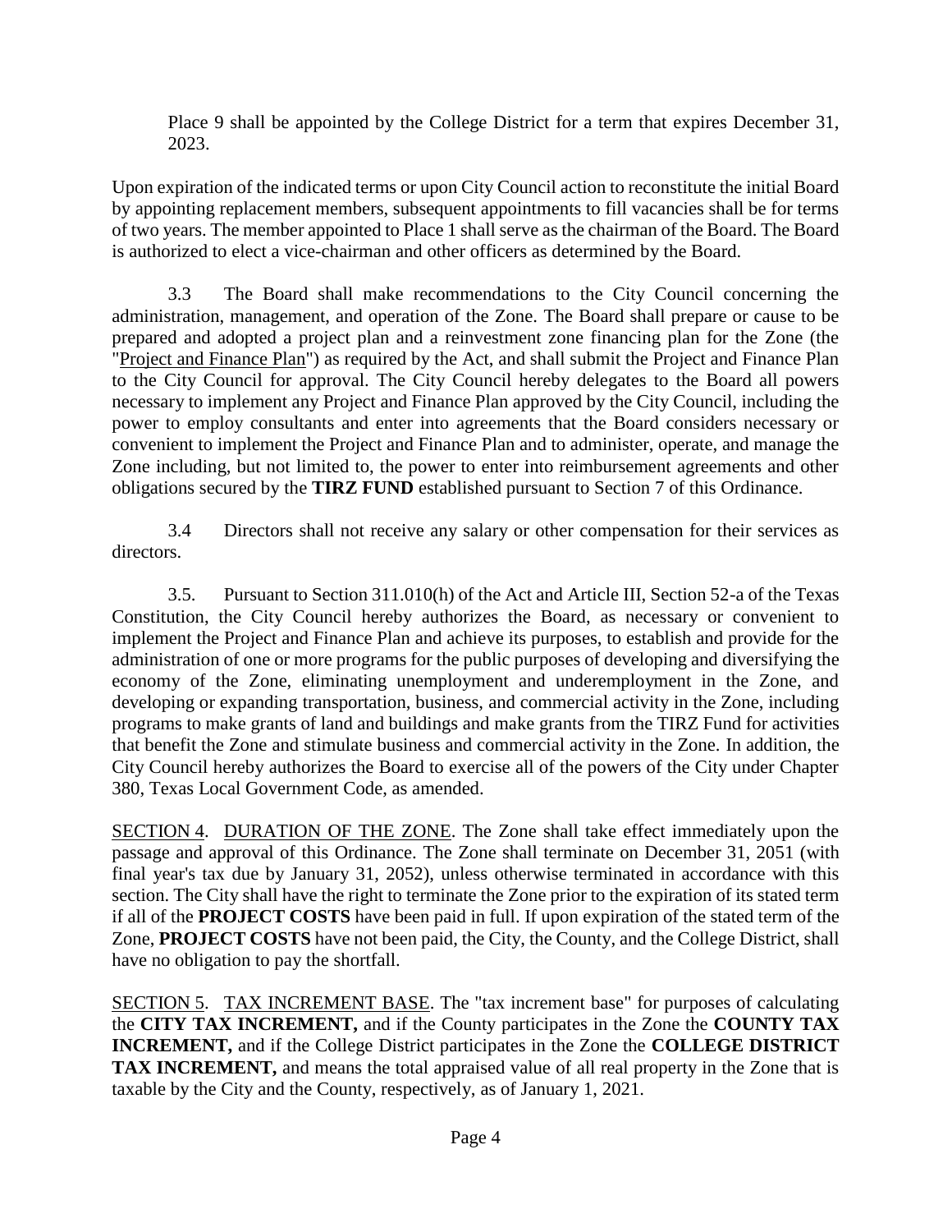Place 9 shall be appointed by the College District for a term that expires December 31, 2023.

Upon expiration of the indicated terms or upon City Council action to reconstitute the initial Board by appointing replacement members, subsequent appointments to fill vacancies shall be for terms of two years. The member appointed to Place 1 shall serve as the chairman of the Board. The Board is authorized to elect a vice-chairman and other officers as determined by the Board.

3.3 The Board shall make recommendations to the City Council concerning the administration, management, and operation of the Zone. The Board shall prepare or cause to be prepared and adopted a project plan and a reinvestment zone financing plan for the Zone (the "Project and Finance Plan") as required by the Act, and shall submit the Project and Finance Plan to the City Council for approval. The City Council hereby delegates to the Board all powers necessary to implement any Project and Finance Plan approved by the City Council, including the power to employ consultants and enter into agreements that the Board considers necessary or convenient to implement the Project and Finance Plan and to administer, operate, and manage the Zone including, but not limited to, the power to enter into reimbursement agreements and other obligations secured by the **TIRZ FUND** established pursuant to Section 7 of this Ordinance.

3.4 Directors shall not receive any salary or other compensation for their services as directors.

3.5. Pursuant to Section 311.010(h) of the Act and Article III, Section 52-a of the Texas Constitution, the City Council hereby authorizes the Board, as necessary or convenient to implement the Project and Finance Plan and achieve its purposes, to establish and provide for the administration of one or more programs for the public purposes of developing and diversifying the economy of the Zone, eliminating unemployment and underemployment in the Zone, and developing or expanding transportation, business, and commercial activity in the Zone, including programs to make grants of land and buildings and make grants from the TIRZ Fund for activities that benefit the Zone and stimulate business and commercial activity in the Zone. In addition, the City Council hereby authorizes the Board to exercise all of the powers of the City under Chapter 380, Texas Local Government Code, as amended.

SECTION 4. DURATION OF THE ZONE. The Zone shall take effect immediately upon the passage and approval of this Ordinance. The Zone shall terminate on December 31, 2051 (with final year's tax due by January 31, 2052), unless otherwise terminated in accordance with this section. The City shall have the right to terminate the Zone prior to the expiration of its stated term if all of the **PROJECT COSTS** have been paid in full. If upon expiration of the stated term of the Zone, **PROJECT COSTS** have not been paid, the City, the County, and the College District, shall have no obligation to pay the shortfall.

SECTION 5. TAX INCREMENT BASE. The "tax increment base" for purposes of calculating the **CITY TAX INCREMENT,** and if the County participates in the Zone the **COUNTY TAX INCREMENT,** and if the College District participates in the Zone the **COLLEGE DISTRICT TAX INCREMENT,** and means the total appraised value of all real property in the Zone that is taxable by the City and the County, respectively, as of January 1, 2021.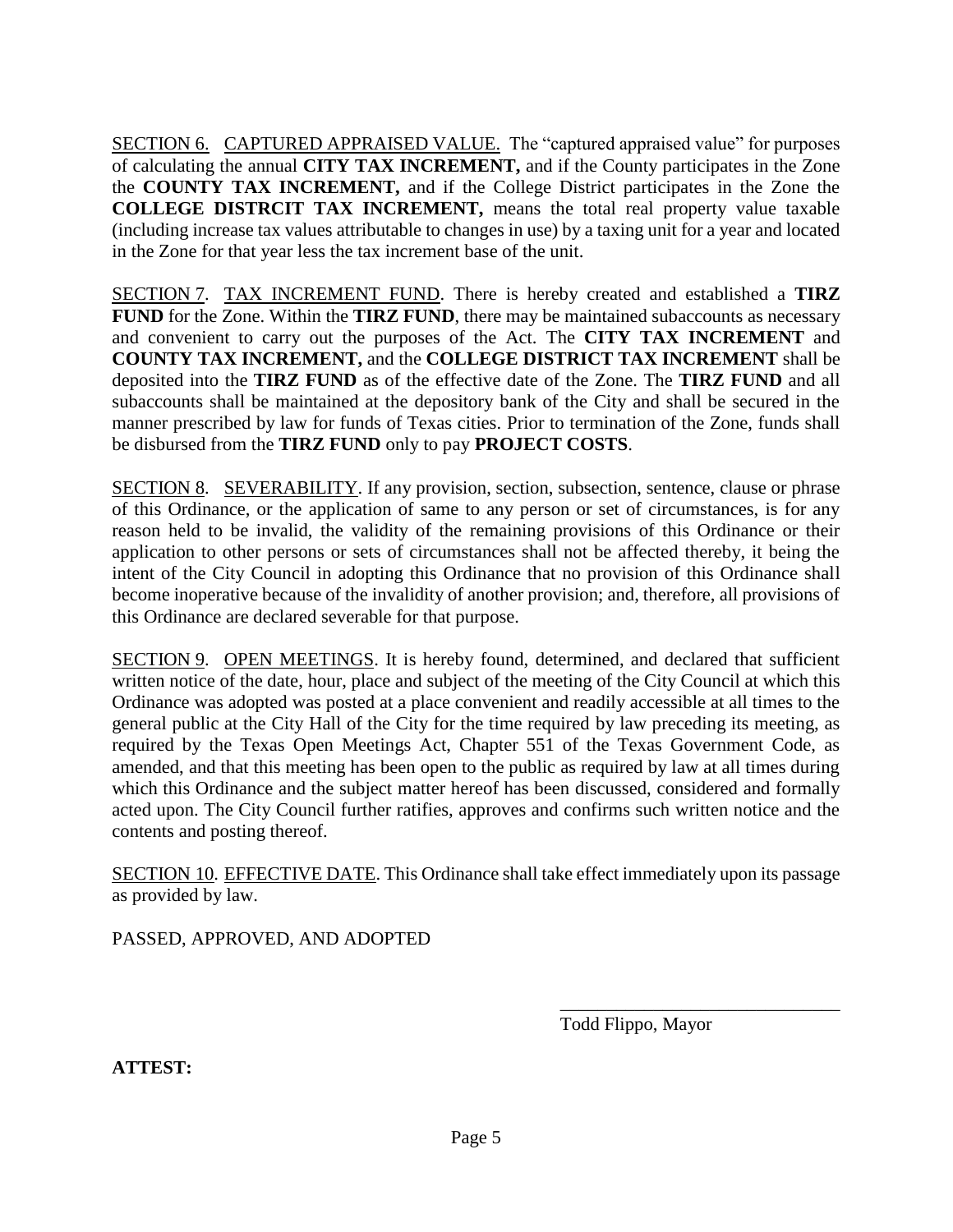SECTION 6. CAPTURED APPRAISED VALUE. The "captured appraised value" for purposes of calculating the annual **CITY TAX INCREMENT,** and if the County participates in the Zone the **COUNTY TAX INCREMENT,** and if the College District participates in the Zone the **COLLEGE DISTRCIT TAX INCREMENT,** means the total real property value taxable (including increase tax values attributable to changes in use) by a taxing unit for a year and located in the Zone for that year less the tax increment base of the unit.

SECTION 7. TAX INCREMENT FUND. There is hereby created and established a **TIRZ FUND** for the Zone. Within the **TIRZ FUND**, there may be maintained subaccounts as necessary and convenient to carry out the purposes of the Act. The **CITY TAX INCREMENT** and **COUNTY TAX INCREMENT,** and the **COLLEGE DISTRICT TAX INCREMENT** shall be deposited into the **TIRZ FUND** as of the effective date of the Zone. The **TIRZ FUND** and all subaccounts shall be maintained at the depository bank of the City and shall be secured in the manner prescribed by law for funds of Texas cities. Prior to termination of the Zone, funds shall be disbursed from the **TIRZ FUND** only to pay **PROJECT COSTS**.

SECTION 8. SEVERABILITY. If any provision, section, subsection, sentence, clause or phrase of this Ordinance, or the application of same to any person or set of circumstances, is for any reason held to be invalid, the validity of the remaining provisions of this Ordinance or their application to other persons or sets of circumstances shall not be affected thereby, it being the intent of the City Council in adopting this Ordinance that no provision of this Ordinance shall become inoperative because of the invalidity of another provision; and, therefore, all provisions of this Ordinance are declared severable for that purpose.

SECTION 9. OPEN MEETINGS. It is hereby found, determined, and declared that sufficient written notice of the date, hour, place and subject of the meeting of the City Council at which this Ordinance was adopted was posted at a place convenient and readily accessible at all times to the general public at the City Hall of the City for the time required by law preceding its meeting, as required by the Texas Open Meetings Act, Chapter 551 of the Texas Government Code, as amended, and that this meeting has been open to the public as required by law at all times during which this Ordinance and the subject matter hereof has been discussed, considered and formally acted upon. The City Council further ratifies, approves and confirms such written notice and the contents and posting thereof.

SECTION 10. EFFECTIVE DATE. This Ordinance shall take effect immediately upon its passage as provided by law.

PASSED, APPROVED, AND ADOPTED

\_\_\_\_\_\_\_\_\_\_\_\_\_\_\_\_\_\_\_\_\_\_\_\_\_\_\_\_\_\_

Todd Flippo, Mayor

**ATTEST:**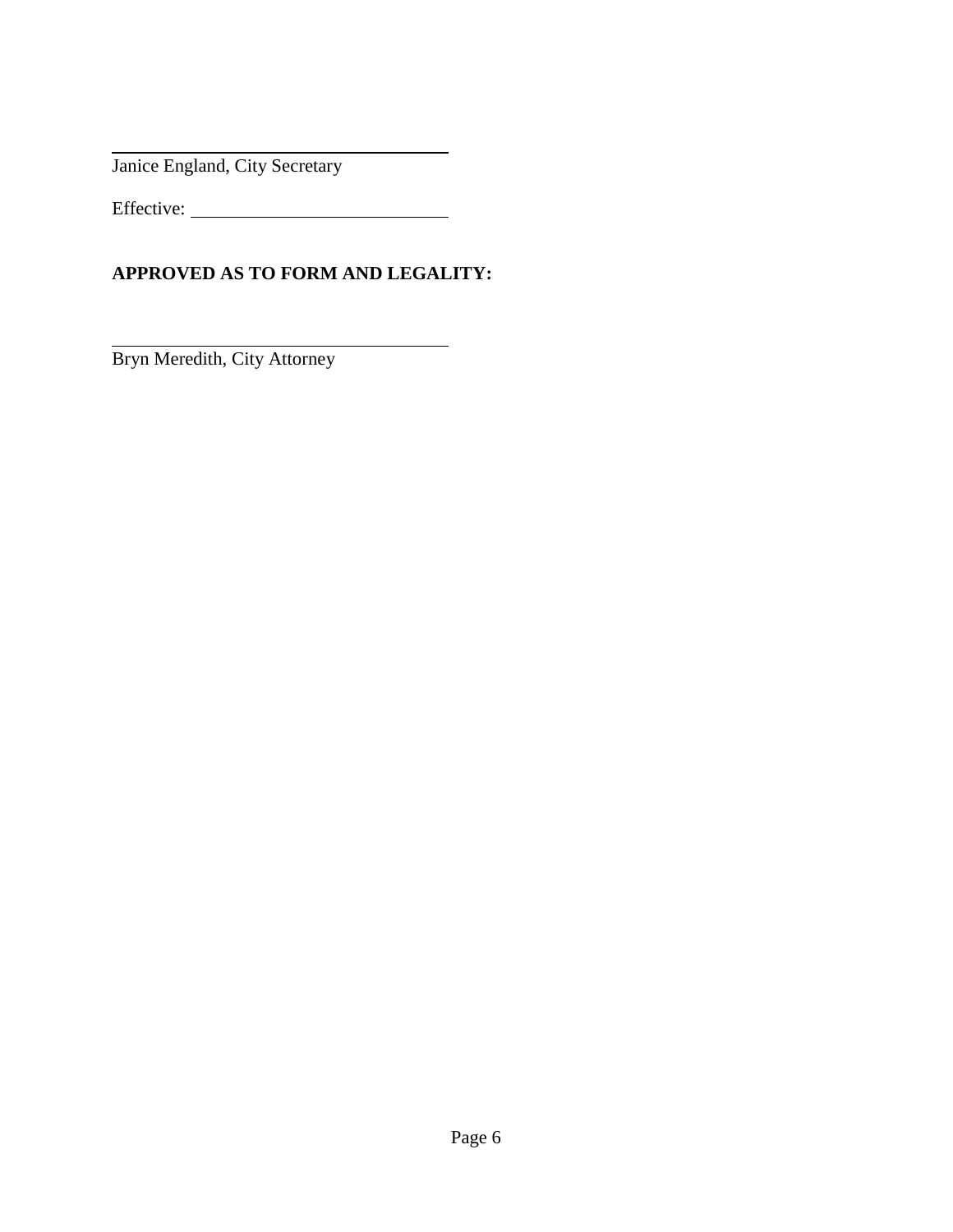______________________________

Janice England, City Secretary

Effective: ______________________

**APPROVED AS TO FORM AND LEGALITY:**

______________________________

Bryn Meredith, City Attorney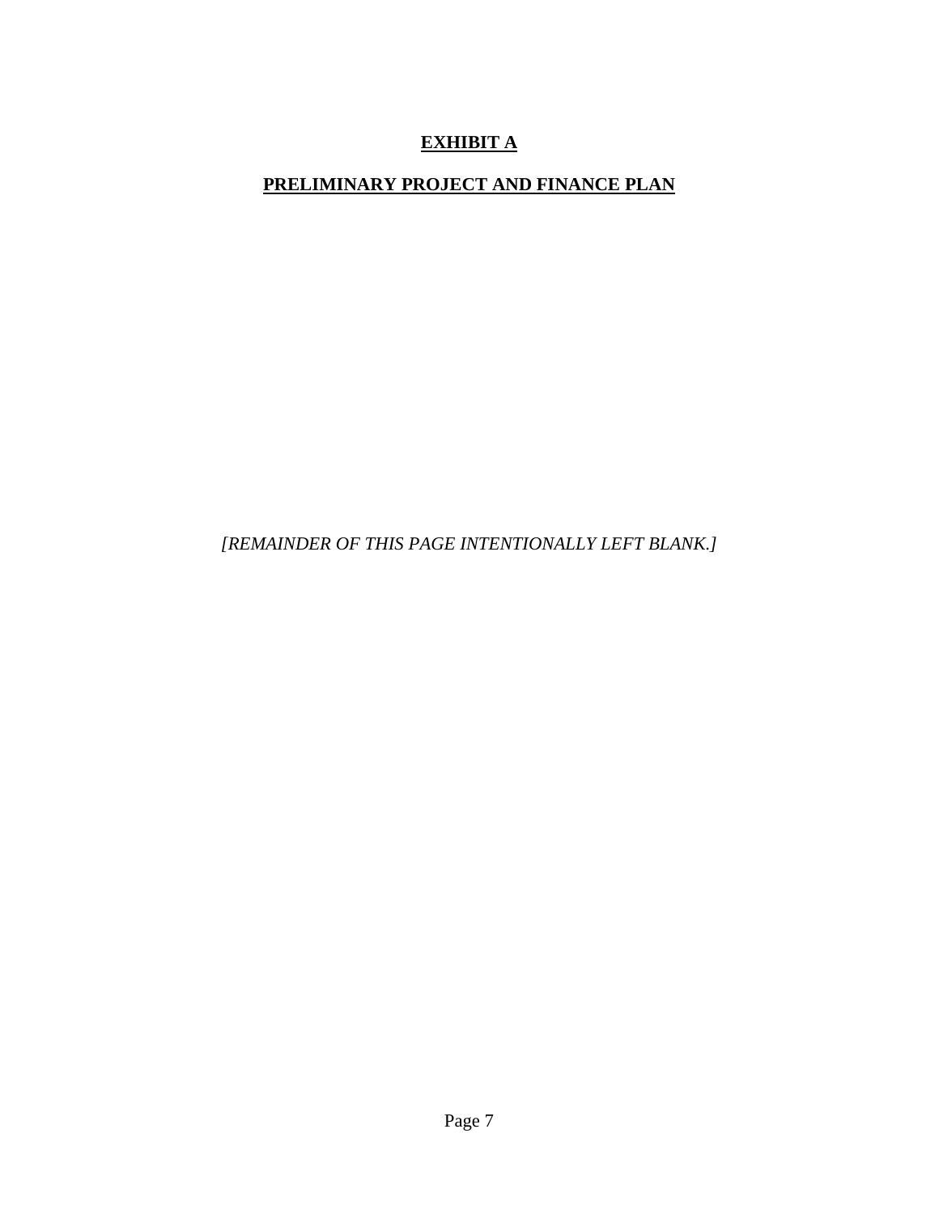# **EXHIBIT A**

## **PRELIMINARY PROJECT AND FINANCE PLAN**

*[REMAINDER OF THIS PAGE INTENTIONALLY LEFT BLANK.]*